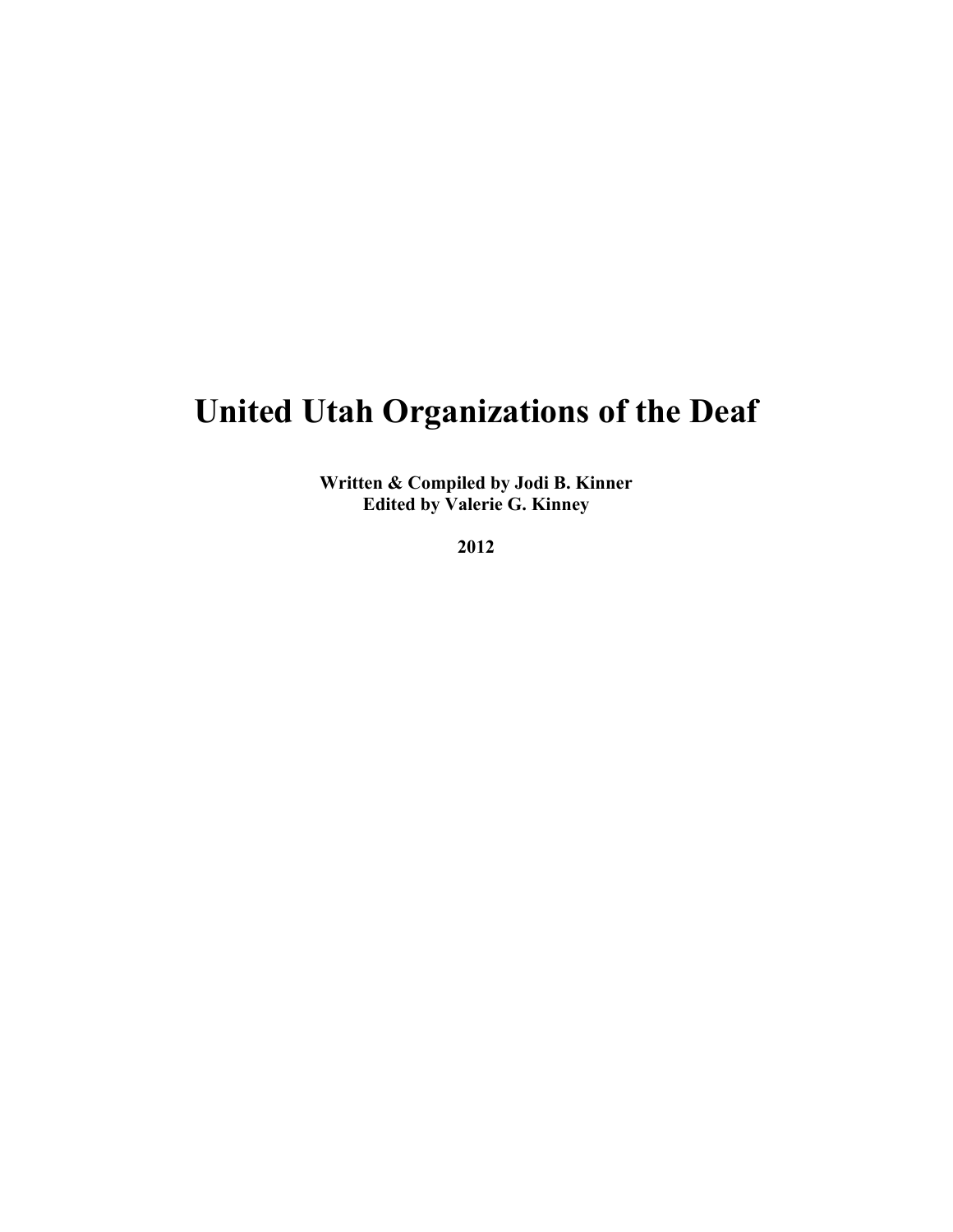# United Utah Organizations of the Deaf

**Written & Compiled by Jodi B. Kinner**
**Edited by Valerie G. Kinney**

**2012**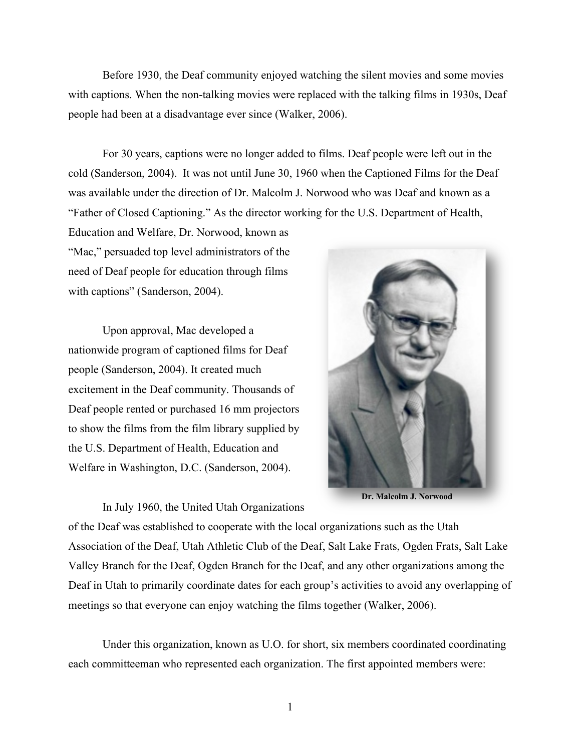Before 1930, the Deaf community enjoyed watching the silent movies and some movies with captions. When the non-talking movies were replaced with the talking films in 1930s, Deaf people had been at a disadvantage ever since (Walker, 2006).

For 30 years, captions were no longer added to films. Deaf people were left out in the cold (Sanderson, 2004). It was not until June 30, 1960 when the Captioned Films for the Deaf was available under the direction of Dr. Malcolm J. Norwood who was Deaf and known as a "Father of Closed Captioning." As the director working for the U.S. Department of Health, Education and Welfare, Dr. Norwood, known as "Mac," persuaded top level administrators of the need of Deaf people for education through films with captions" (Sanderson, 2004).

Upon approval, Mac developed a nationwide program of captioned films for Deaf people (Sanderson, 2004). It created much excitement in the Deaf community. Thousands of Deaf people rented or purchased 16 mm projectors to show the films from the film library supplied by the U.S. Department of Health, Education and Welfare in Washington, D.C. (Sanderson, 2004).

**Dr. Malcolm J. Norwood**

In July 1960, the United Utah Organizations of the Deaf was established to cooperate with the local organizations such as the Utah Association of the Deaf, Utah Athletic Club of the Deaf, Salt Lake Frats, Ogden Frats, Salt Lake Valley Branch for the Deaf, Ogden Branch for the Deaf, and any other organizations among the Deaf in Utah to primarily coordinate dates for each group's activities to avoid any overlapping of meetings so that everyone can enjoy watching the films together (Walker, 2006).

Under this organization, known as U.O. for short, six members coordinated coordinating each committeeman who represented each organization. The first appointed members were: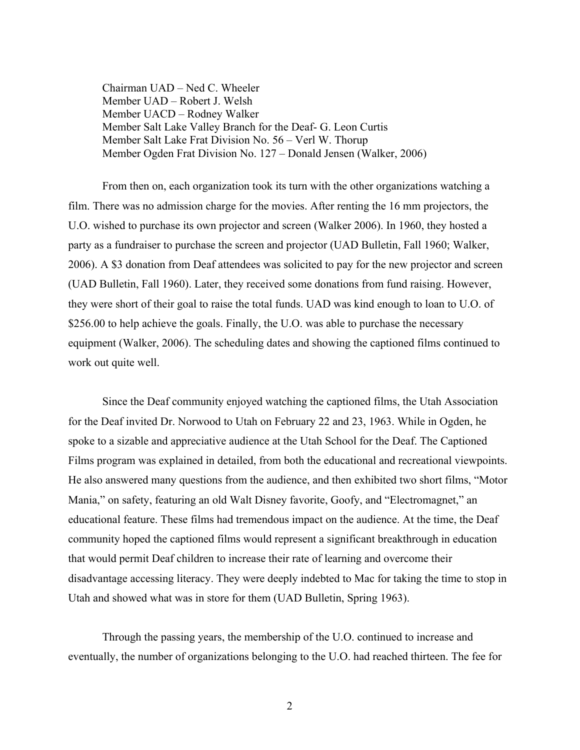Chairman UAD – Ned C. Wheeler
Member UAD – Robert J. Welsh
Member UACD – Rodney Walker
Member Salt Lake Valley Branch for the Deaf- G. Leon Curtis
Member Salt Lake Frat Division No. 56 – Verl W. Thorup
Member Ogden Frat Division No. 127 – Donald Jensen (Walker, 2006)

From then on, each organization took its turn with the other organizations watching a film. There was no admission charge for the movies. After renting the 16 mm projectors, the U.O. wished to purchase its own projector and screen (Walker 2006). In 1960, they hosted a party as a fundraiser to purchase the screen and projector (UAD Bulletin, Fall 1960; Walker, 2006). A $3 donation from Deaf attendees was solicited to pay for the new projector and screen (UAD Bulletin, Fall 1960). Later, they received some donations from fund raising. However, they were short of their goal to raise the total funds. UAD was kind enough to loan to U.O. of $256.00 to help achieve the goals. Finally, the U.O. was able to purchase the necessary equipment (Walker, 2006). The scheduling dates and showing the captioned films continued to work out quite well.

Since the Deaf community enjoyed watching the captioned films, the Utah Association for the Deaf invited Dr. Norwood to Utah on February 22 and 23, 1963. While in Ogden, he spoke to a sizable and appreciative audience at the Utah School for the Deaf. The Captioned Films program was explained in detailed, from both the educational and recreational viewpoints. He also answered many questions from the audience, and then exhibited two short films, "Motor Mania," on safety, featuring an old Walt Disney favorite, Goofy, and "Electromagnet," an educational feature. These films had tremendous impact on the audience. At the time, the Deaf community hoped the captioned films would represent a significant breakthrough in education that would permit Deaf children to increase their rate of learning and overcome their disadvantage accessing literacy. They were deeply indebted to Mac for taking the time to stop in Utah and showed what was in store for them (UAD Bulletin, Spring 1963).

Through the passing years, the membership of the U.O. continued to increase and eventually, the number of organizations belonging to the U.O. had reached thirteen. The fee for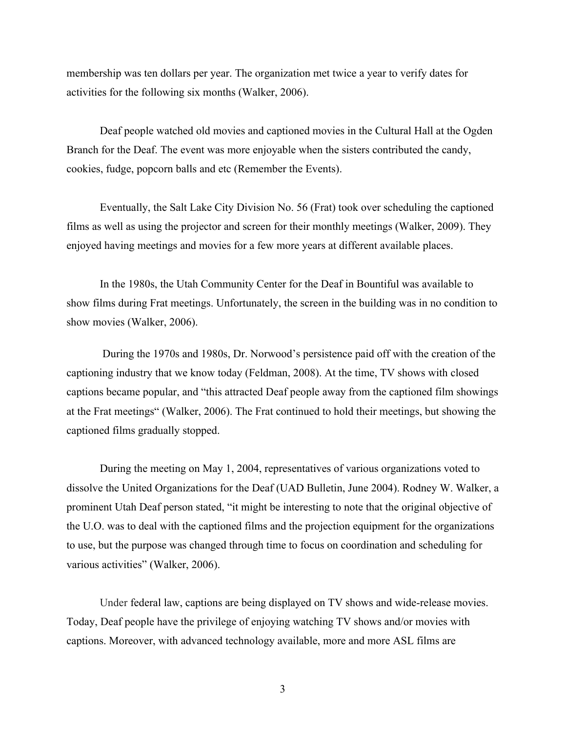membership was ten dollars per year. The organization met twice a year to verify dates for activities for the following six months (Walker, 2006).

Deaf people watched old movies and captioned movies in the Cultural Hall at the Ogden Branch for the Deaf. The event was more enjoyable when the sisters contributed the candy, cookies, fudge, popcorn balls and etc (Remember the Events).

Eventually, the Salt Lake City Division No. 56 (Frat) took over scheduling the captioned films as well as using the projector and screen for their monthly meetings (Walker, 2009). They enjoyed having meetings and movies for a few more years at different available places.

In the 1980s, the Utah Community Center for the Deaf in Bountiful was available to show films during Frat meetings. Unfortunately, the screen in the building was in no condition to show movies (Walker, 2006).

During the 1970s and 1980s, Dr. Norwood's persistence paid off with the creation of the captioning industry that we know today (Feldman, 2008). At the time, TV shows with closed captions became popular, and "this attracted Deaf people away from the captioned film showings at the Frat meetings" (Walker, 2006). The Frat continued to hold their meetings, but showing the captioned films gradually stopped.

During the meeting on May 1, 2004, representatives of various organizations voted to dissolve the United Organizations for the Deaf (UAD Bulletin, June 2004). Rodney W. Walker, a prominent Utah Deaf person stated, "it might be interesting to note that the original objective of the U.O. was to deal with the captioned films and the projection equipment for the organizations to use, but the purpose was changed through time to focus on coordination and scheduling for various activities" (Walker, 2006).

Under federal law, captions are being displayed on TV shows and wide-release movies. Today, Deaf people have the privilege of enjoying watching TV shows and/or movies with captions. Moreover, with advanced technology available, more and more ASL films are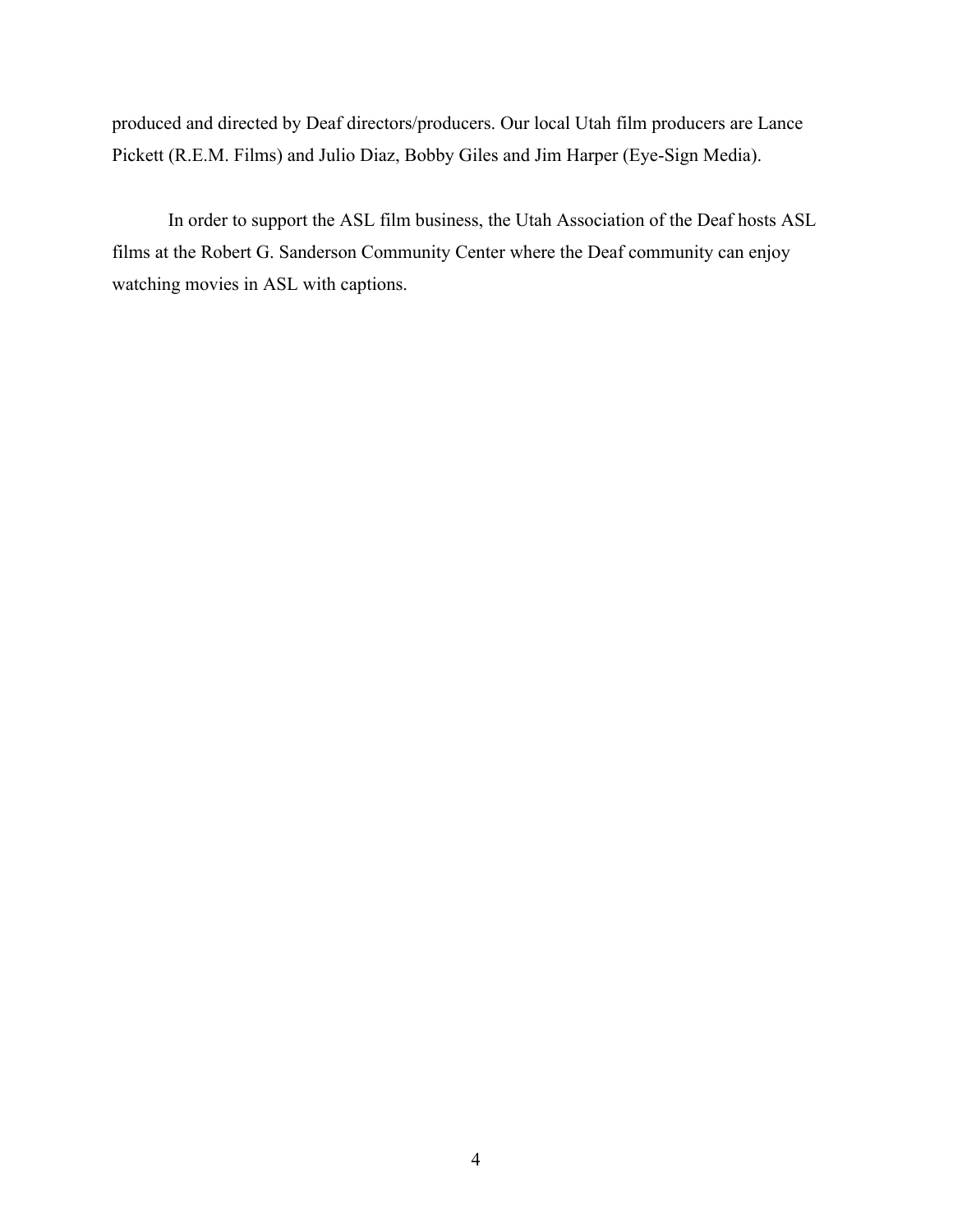produced and directed by Deaf directors/producers. Our local Utah film producers are Lance Pickett (R.E.M. Films) and Julio Diaz, Bobby Giles and Jim Harper (Eye-Sign Media).

In order to support the ASL film business, the Utah Association of the Deaf hosts ASL films at the Robert G. Sanderson Community Center where the Deaf community can enjoy watching movies in ASL with captions.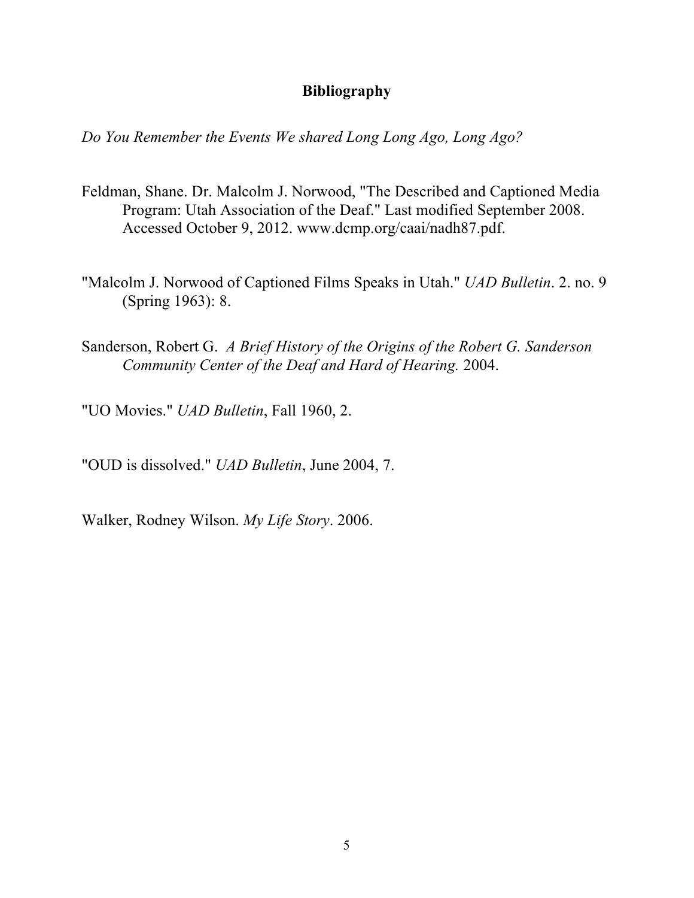**Bibliography**

*Do You Remember the Events We shared Long Long Ago, Long Ago?*

Feldman, Shane. Dr. Malcolm J. Norwood, "The Described and Captioned Media Program: Utah Association of the Deaf." Last modified September 2008. Accessed October 9, 2012. www.dcmp.org/caai/nadh87.pdf.

"Malcolm J. Norwood of Captioned Films Speaks in Utah." *UAD Bulletin*. 2. no. 9 (Spring 1963): 8.

Sanderson, Robert G. *A Brief History of the Origins of the Robert G. Sanderson Community Center of the Deaf and Hard of Hearing.* 2004.

"UO Movies." *UAD Bulletin*, Fall 1960, 2.

"OUD is dissolved." *UAD Bulletin*, June 2004, 7.

Walker, Rodney Wilson. *My Life Story*. 2006.